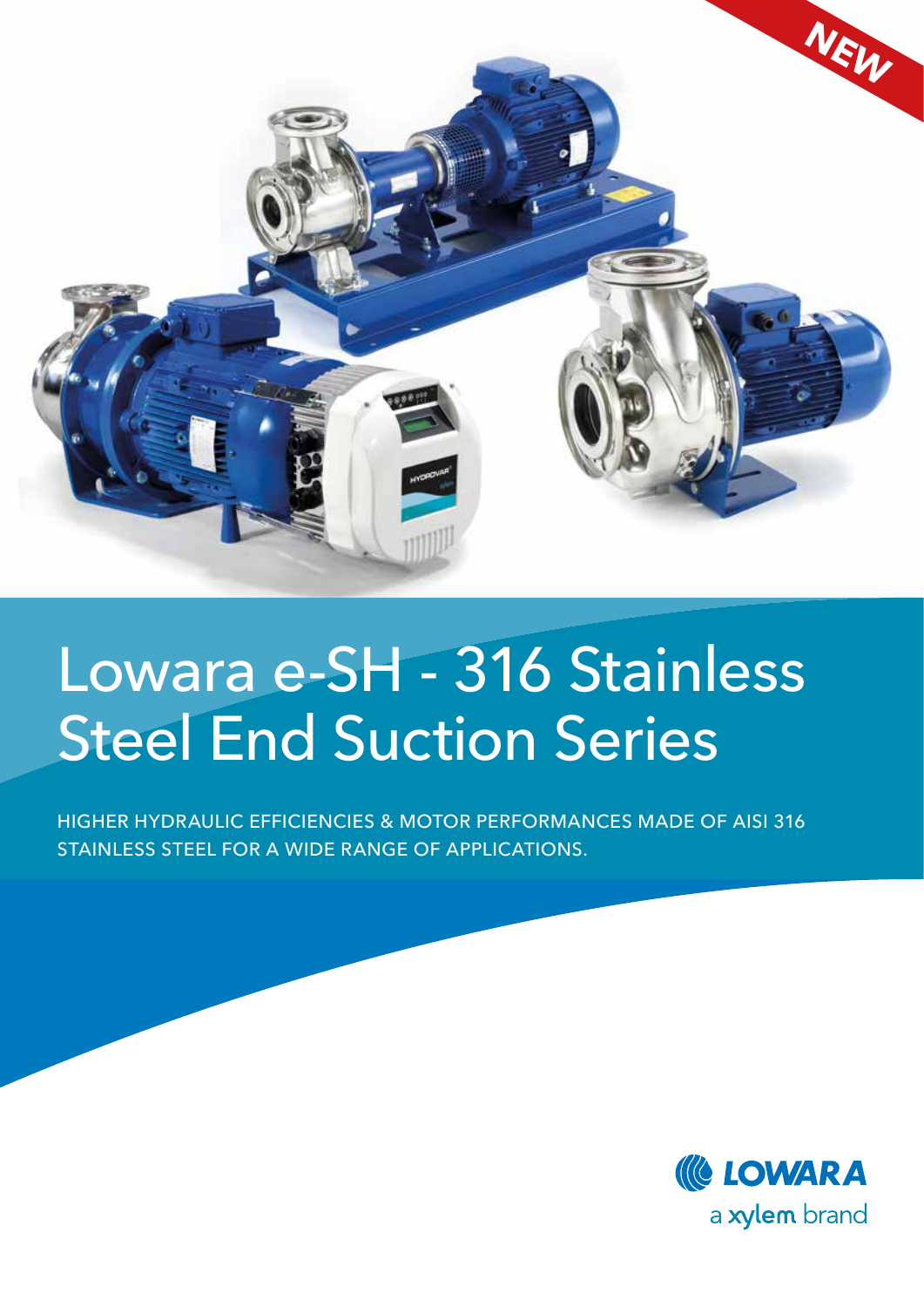NEW

# Lowara e-SH - 316 Stainless Steel End Suction Series

HIGHER HYDRAULIC EFFICIENCIES & MOTOR PERFORMANCES MADE OF AISI 316 STAINLESS STEEL FOR A WIDE RANGE OF APPLICATIONS.

LOWARA

a xylem brand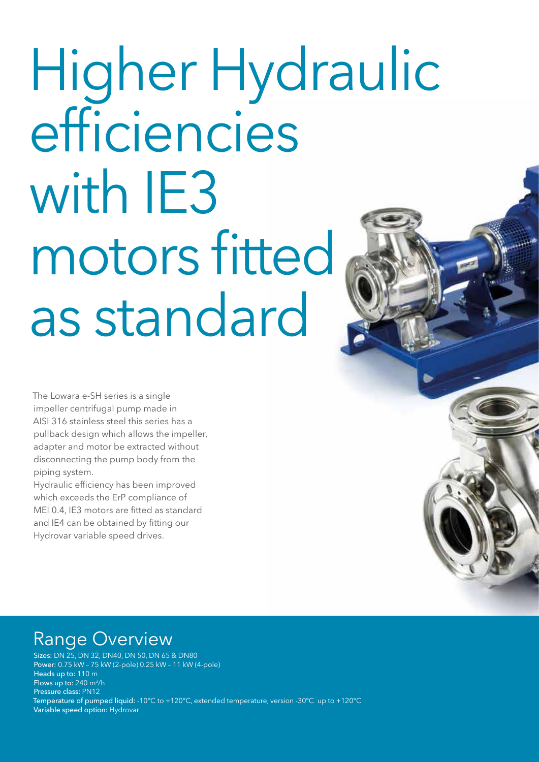# Higher Hydraulic efficiencies with IE3 motors fitted as standard

The Lowara e-SH series is a single impeller centrifugal pump made in AISI 316 stainless steel this series has a pullback design which allows the impeller, adapter and motor be extracted without disconnecting the pump body from the piping system.

Hydraulic efficiency has been improved which exceeds the ErP compliance of MEI 0.4, IE3 motors are fitted as standard and IE4 can be obtained by fitting our Hydrovar variable speed drives.

## Range Overview

**Sizes:** DN 25, DN 32, DN40, DN 50, DN 65 & DN80
**Power:** 0.75 kW – 75 kW (2-pole) 0.25 kW – 11 kW (4-pole)
**Heads up to:** 110 m
**Flows up to:** 240 $m^3$/h
**Pressure class:** PN12
**Temperature of pumped liquid:** -10°C to +120°C, extended temperature, version -30°C up to +120°C
**Variable speed option:** Hydrovar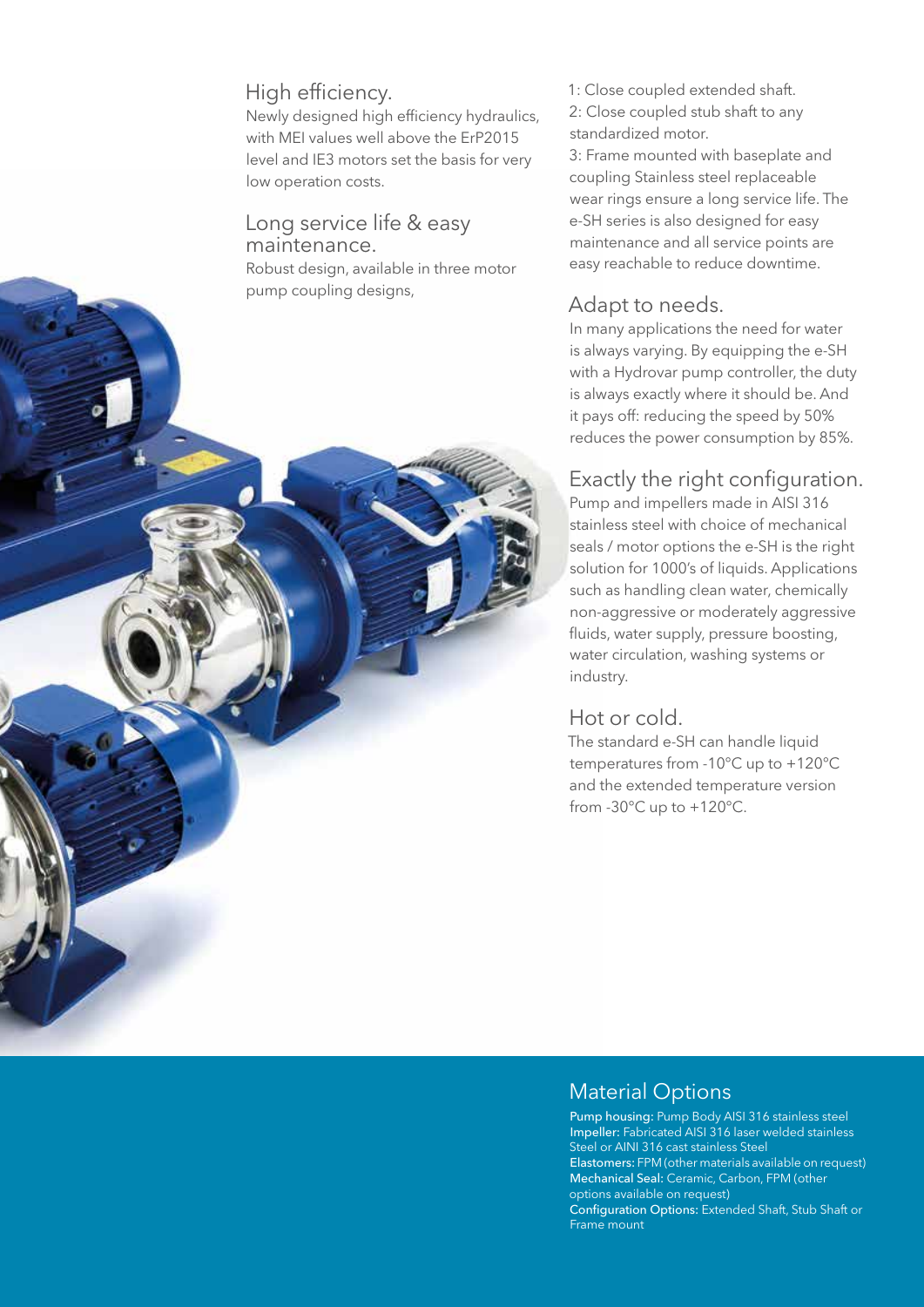## High efficiency.

Newly designed high efficiency hydraulics, with MEI values well above the ErP2015 level and IE3 motors set the basis for very low operation costs.

## Long service life & easy maintenance.

Robust design, available in three motor pump coupling designs,

1: Close coupled extended shaft.
2: Close coupled stub shaft to any standardized motor.
3: Frame mounted with baseplate and coupling Stainless steel replaceable wear rings ensure a long service life. The e-SH series is also designed for easy maintenance and all service points are easy reachable to reduce downtime.

## Adapt to needs.

In many applications the need for water is always varying. By equipping the e-SH with a Hydrovar pump controller, the duty is always exactly where it should be. And it pays off: reducing the speed by 50% reduces the power consumption by 85%.

## Exactly the right configuration.

Pump and impellers made in AISI 316 stainless steel with choice of mechanical seals / motor options the e-SH is the right solution for 1000's of liquids. Applications such as handling clean water, chemically non-aggressive or moderately aggressive fluids, water supply, pressure boosting, water circulation, washing systems or industry.

## Hot or cold.

The standard e-SH can handle liquid temperatures from -10°C up to +120°C and the extended temperature version from -30°C up to +120°C.

## Material Options

**Pump housing:** Pump Body AISI 316 stainless steel
**Impeller:** Fabricated AISI 316 laser welded stainless Steel or AINI 316 cast stainless Steel
**Elastomers:** FPM (other materials available on request)
**Mechanical Seal:** Ceramic, Carbon, FPM (other options available on request)
**Configuration Options:** Extended Shaft, Stub Shaft or Frame mount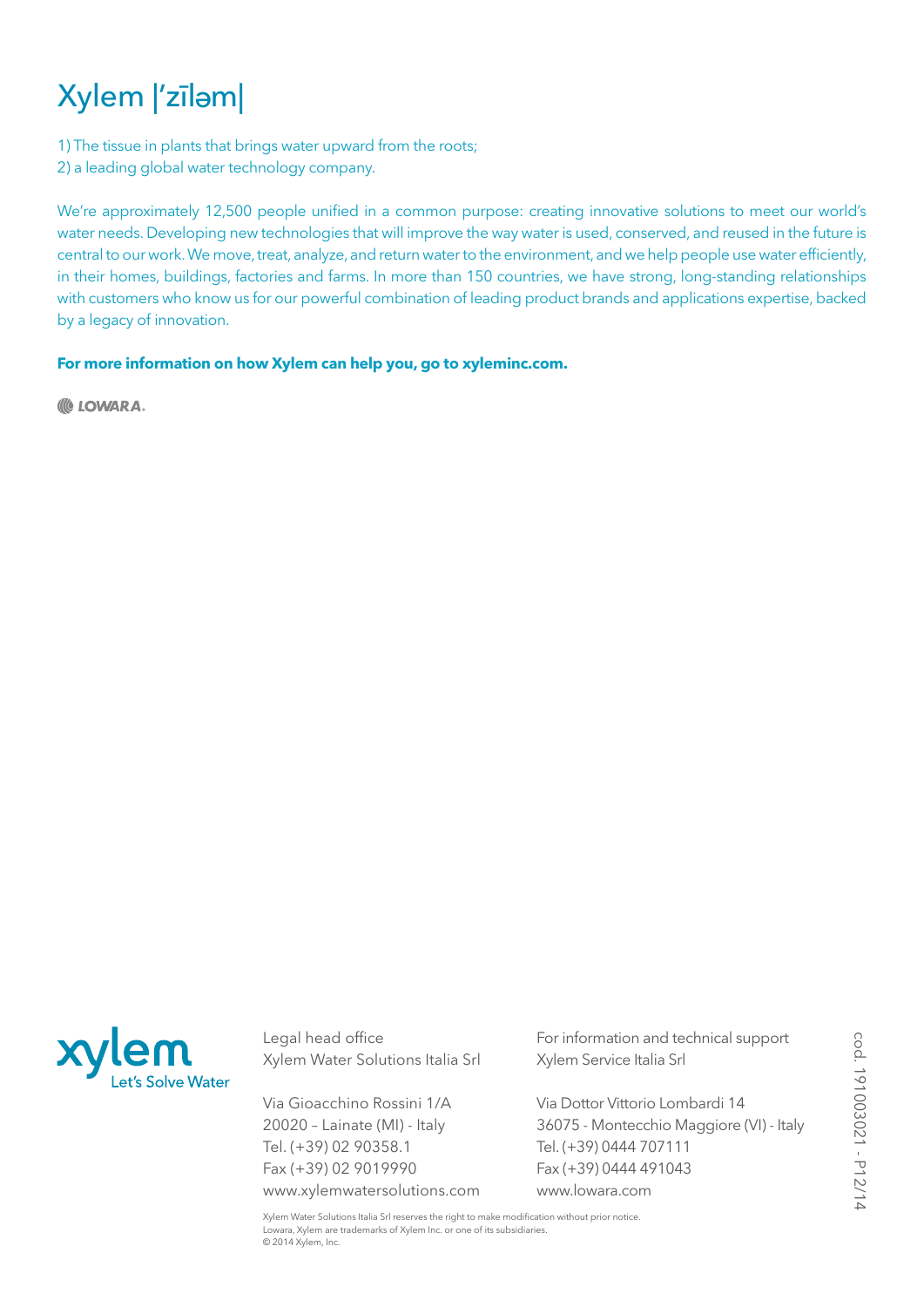# Xylem |'zīləm|

1) The tissue in plants that brings water upward from the roots;
2) a leading global water technology company.

We're approximately 12,500 people unified in a common purpose: creating innovative solutions to meet our world's water needs. Developing new technologies that will improve the way water is used, conserved, and reused in the future is central to our work. We move, treat, analyze, and return water to the environment, and we help people use water efficiently, in their homes, buildings, factories and farms. In more than 150 countries, we have strong, long-standing relationships with customers who know us for our powerful combination of leading product brands and applications expertise, backed by a legacy of innovation.

**For more information on how Xylem can help you, go to xyleminc.com.**

LOWARA.

xylem
Let's Solve Water

Legal head office
Xylem Water Solutions Italia Srl

Via Gioacchino Rossini 1/A
20020 – Lainate (MI) - Italy
Tel. (+39) 02 90358.1
Fax (+39) 02 9019990
www.xylemwatersolutions.com

For information and technical support
Xylem Service Italia Srl

Via Dottor Vittorio Lombardi 14
36075 - Montecchio Maggiore (VI) - Italy
Tel. (+39) 0444 707111
Fax (+39) 0444 491043
www.lowara.com

cod. 191003021 - P12/14

Xylem Water Solutions Italia Srl reserves the right to make modification without prior notice.
Lowara, Xylem are trademarks of Xylem Inc. or one of its subsidiaries.
© 2014 Xylem, Inc.